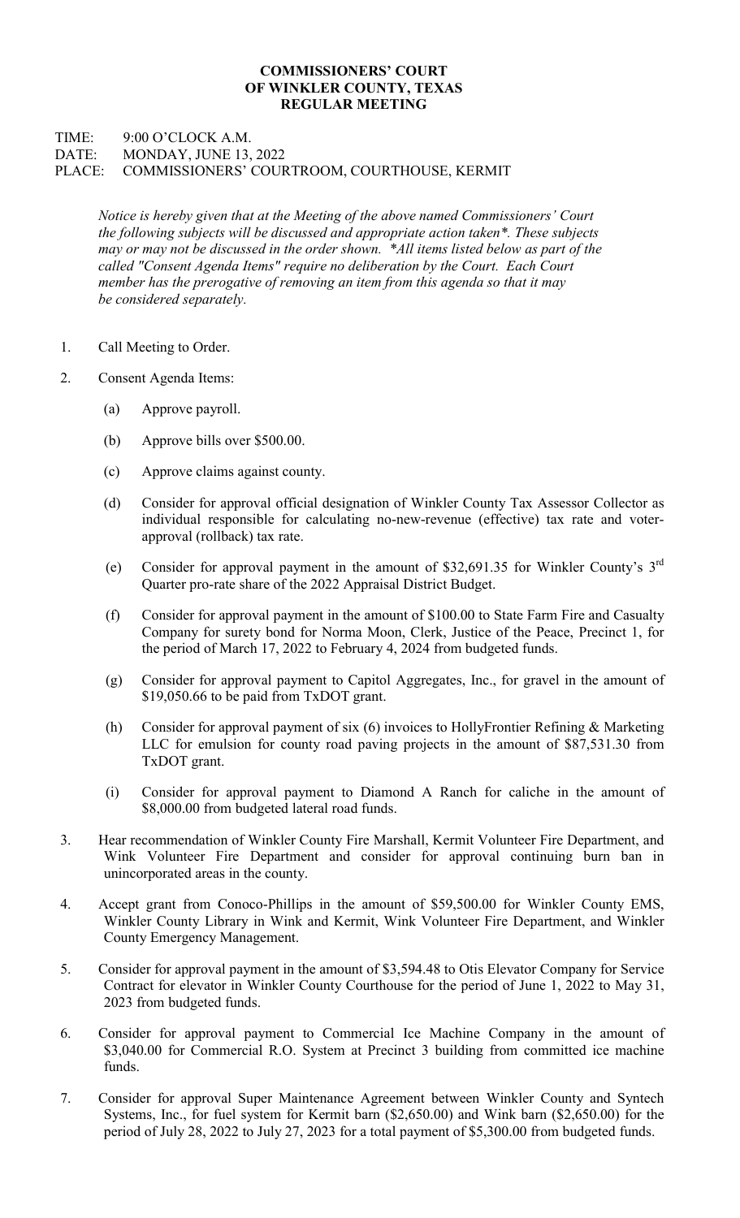**COMMISSIONERS' COURT**
**OF WINKLER COUNTY, TEXAS**
**REGULAR MEETING**

TIME: 9:00 O'CLOCK A.M.
DATE: MONDAY, JUNE 13, 2022
PLACE: COMMISSIONERS' COURTROOM, COURTHOUSE, KERMIT

*Notice is hereby given that at the Meeting of the above named Commissioners' Court the following subjects will be discussed and appropriate action taken*. These subjects may or may not be discussed in the order shown. *All items listed below as part of the called "Consent Agenda Items" require no deliberation by the Court. Each Court member has the prerogative of removing an item from this agenda so that it may be considered separately.*

1. Call Meeting to Order.

2. Consent Agenda Items:

   (a) Approve payroll.

   (b) Approve bills over $500.00.

   (c) Approve claims against county.

   (d) Consider for approval official designation of Winkler County Tax Assessor Collector as individual responsible for calculating no-new-revenue (effective) tax rate and voter-approval (rollback) tax rate.

   (e) Consider for approval payment in the amount of $32,691.35 for Winkler County's 3rd Quarter pro-rate share of the 2022 Appraisal District Budget.

   (f) Consider for approval payment in the amount of $100.00 to State Farm Fire and Casualty Company for surety bond for Norma Moon, Clerk, Justice of the Peace, Precinct 1, for the period of March 17, 2022 to February 4, 2024 from budgeted funds.

   (g) Consider for approval payment to Capitol Aggregates, Inc., for gravel in the amount of $19,050.66 to be paid from TxDOT grant.

   (h) Consider for approval payment of six (6) invoices to HollyFrontier Refining & Marketing LLC for emulsion for county road paving projects in the amount of $87,531.30 from TxDOT grant.

   (i) Consider for approval payment to Diamond A Ranch for caliche in the amount of $8,000.00 from budgeted lateral road funds.

3. Hear recommendation of Winkler County Fire Marshall, Kermit Volunteer Fire Department, and Wink Volunteer Fire Department and consider for approval continuing burn ban in unincorporated areas in the county.

4. Accept grant from Conoco-Phillips in the amount of $59,500.00 for Winkler County EMS, Winkler County Library in Wink and Kermit, Wink Volunteer Fire Department, and Winkler County Emergency Management.

5. Consider for approval payment in the amount of $3,594.48 to Otis Elevator Company for Service Contract for elevator in Winkler County Courthouse for the period of June 1, 2022 to May 31, 2023 from budgeted funds.

6. Consider for approval payment to Commercial Ice Machine Company in the amount of $3,040.00 for Commercial R.O. System at Precinct 3 building from committed ice machine funds.

7. Consider for approval Super Maintenance Agreement between Winkler County and Syntech Systems, Inc., for fuel system for Kermit barn ($2,650.00) and Wink barn ($2,650.00) for the period of July 28, 2022 to July 27, 2023 for a total payment of $5,300.00 from budgeted funds.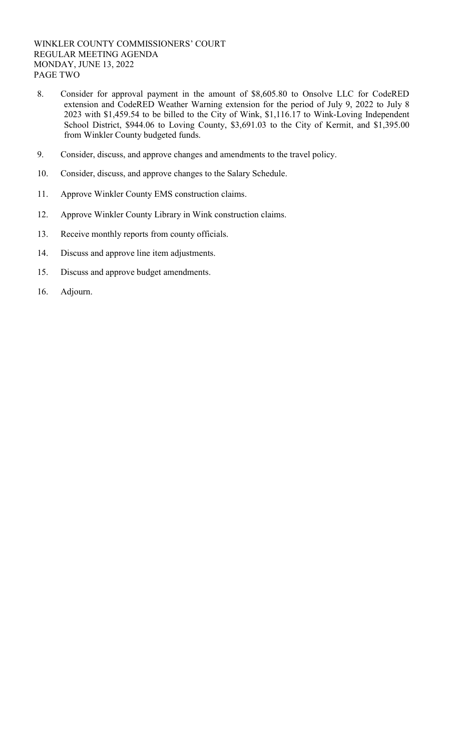8. Consider for approval payment in the amount of $8,605.80 to Onsolve LLC for CodeRED extension and CodeRED Weather Warning extension for the period of July 9, 2022 to July 8 2023 with $1,459.54 to be billed to the City of Wink, $1,116.17 to Wink-Loving Independent School District, $944.06 to Loving County, $3,691.03 to the City of Kermit, and $1,395.00 from Winkler County budgeted funds.
9. Consider, discuss, and approve changes and amendments to the travel policy.
10. Consider, discuss, and approve changes to the Salary Schedule.
11. Approve Winkler County EMS construction claims.
12. Approve Winkler County Library in Wink construction claims.
13. Receive monthly reports from county officials.
14. Discuss and approve line item adjustments.
15. Discuss and approve budget amendments.
16. Adjourn.